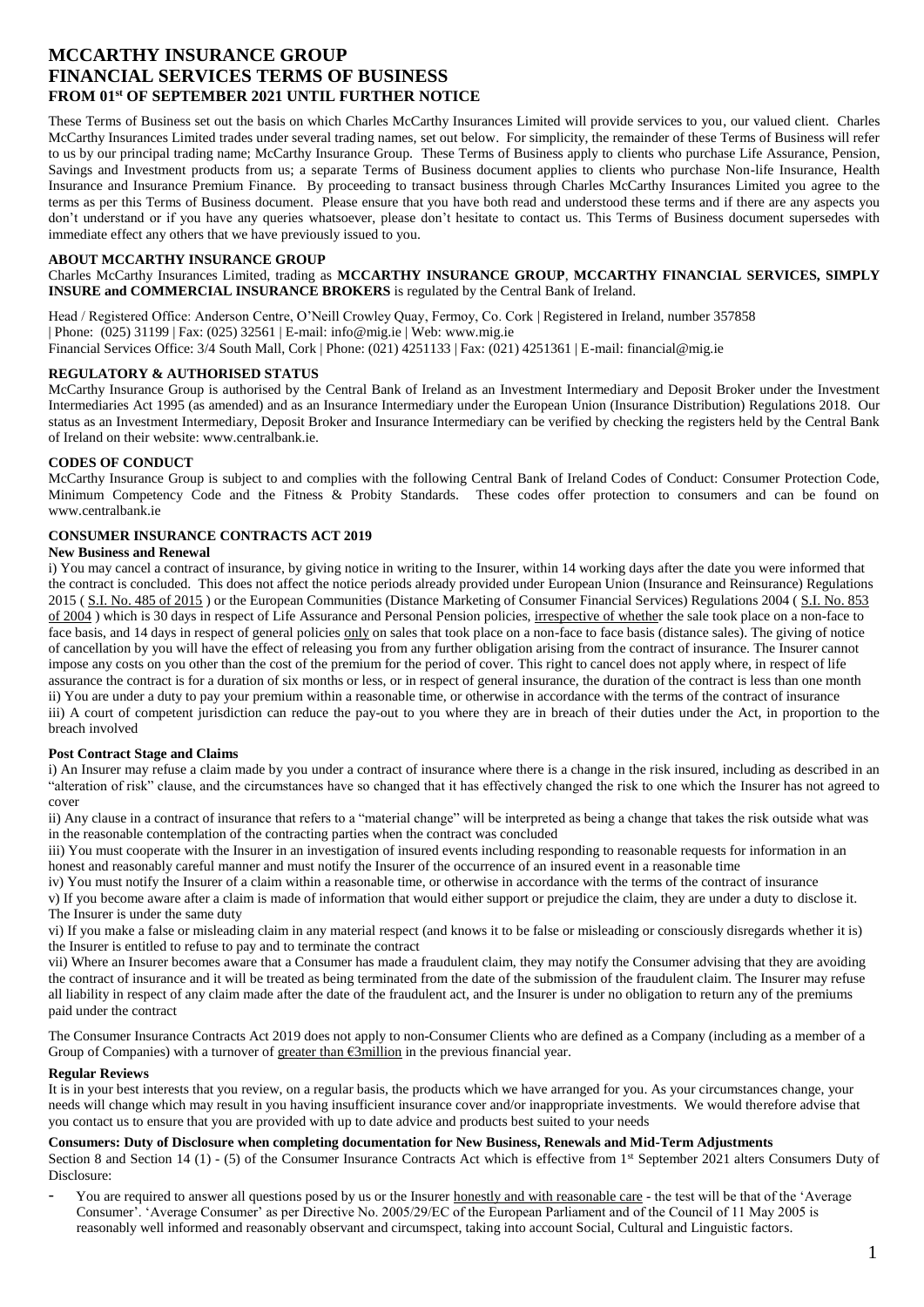# MCCARTHY INSURANCE GROUP
# FINANCIAL SERVICES TERMS OF BUSINESS
## FROM 01st OF SEPTEMBER 2021 UNTIL FURTHER NOTICE

These Terms of Business set out the basis on which Charles McCarthy Insurances Limited will provide services to you, our valued client. Charles McCarthy Insurances Limited trades under several trading names, set out below. For simplicity, the remainder of these Terms of Business will refer to us by our principal trading name; McCarthy Insurance Group. These Terms of Business apply to clients who purchase Life Assurance, Pension, Savings and Investment products from us; a separate Terms of Business document applies to clients who purchase Non-life Insurance, Health Insurance and Insurance Premium Finance. By proceeding to transact business through Charles McCarthy Insurances Limited you agree to the terms as per this Terms of Business document. Please ensure that you have both read and understood these terms and if there are any aspects you don't understand or if you have any queries whatsoever, please don't hesitate to contact us. This Terms of Business document supersedes with immediate effect any others that we have previously issued to you.

### ABOUT MCCARTHY INSURANCE GROUP

Charles McCarthy Insurances Limited, trading as **MCCARTHY INSURANCE GROUP**, **MCCARTHY FINANCIAL SERVICES, SIMPLY INSURE and COMMERCIAL INSURANCE BROKERS** is regulated by the Central Bank of Ireland.

Head / Registered Office: Anderson Centre, O'Neill Crowley Quay, Fermoy, Co. Cork | Registered in Ireland, number 357858 | Phone: (025) 31199 | Fax: (025) 32561 | E-mail: info@mig.ie | Web: www.mig.ie
Financial Services Office: 3/4 South Mall, Cork | Phone: (021) 4251133 | Fax: (021) 4251361 | E-mail: financial@mig.ie

### REGULATORY & AUTHORISED STATUS

McCarthy Insurance Group is authorised by the Central Bank of Ireland as an Investment Intermediary and Deposit Broker under the Investment Intermediaries Act 1995 (as amended) and as an Insurance Intermediary under the European Union (Insurance Distribution) Regulations 2018. Our status as an Investment Intermediary, Deposit Broker and Insurance Intermediary can be verified by checking the registers held by the Central Bank of Ireland on their website: www.centralbank.ie.

### CODES OF CONDUCT

McCarthy Insurance Group is subject to and complies with the following Central Bank of Ireland Codes of Conduct: Consumer Protection Code, Minimum Competency Code and the Fitness & Probity Standards. These codes offer protection to consumers and can be found on www.centralbank.ie

### CONSUMER INSURANCE CONTRACTS ACT 2019

**New Business and Renewal**

i) You may cancel a contract of insurance, by giving notice in writing to the Insurer, within 14 working days after the date you were informed that the contract is concluded. This does not affect the notice periods already provided under European Union (Insurance and Reinsurance) Regulations 2015 ( S.I. No. 485 of 2015 ) or the European Communities (Distance Marketing of Consumer Financial Services) Regulations 2004 ( S.I. No. 853 of 2004 ) which is 30 days in respect of Life Assurance and Personal Pension policies, irrespective of whether the sale took place on a non-face to face basis, and 14 days in respect of general policies only on sales that took place on a non-face to face basis (distance sales). The giving of notice of cancellation by you will have the effect of releasing you from any further obligation arising from the contract of insurance. The Insurer cannot impose any costs on you other than the cost of the premium for the period of cover. This right to cancel does not apply where, in respect of life assurance the contract is for a duration of six months or less, or in respect of general insurance, the duration of the contract is less than one month
ii) You are under a duty to pay your premium within a reasonable time, or otherwise in accordance with the terms of the contract of insurance
iii) A court of competent jurisdiction can reduce the pay-out to you where they are in breach of their duties under the Act, in proportion to the breach involved

**Post Contract Stage and Claims**

i) An Insurer may refuse a claim made by you under a contract of insurance where there is a change in the risk insured, including as described in an "alteration of risk" clause, and the circumstances have so changed that it has effectively changed the risk to one which the Insurer has not agreed to cover
ii) Any clause in a contract of insurance that refers to a "material change" will be interpreted as being a change that takes the risk outside what was in the reasonable contemplation of the contracting parties when the contract was concluded
iii) You must cooperate with the Insurer in an investigation of insured events including responding to reasonable requests for information in an honest and reasonably careful manner and must notify the Insurer of the occurrence of an insured event in a reasonable time
iv) You must notify the Insurer of a claim within a reasonable time, or otherwise in accordance with the terms of the contract of insurance
v) If you become aware after a claim is made of information that would either support or prejudice the claim, they are under a duty to disclose it. The Insurer is under the same duty
vi) If you make a false or misleading claim in any material respect (and knows it to be false or misleading or consciously disregards whether it is) the Insurer is entitled to refuse to pay and to terminate the contract
vii) Where an Insurer becomes aware that a Consumer has made a fraudulent claim, they may notify the Consumer advising that they are avoiding the contract of insurance and it will be treated as being terminated from the date of the submission of the fraudulent claim. The Insurer may refuse all liability in respect of any claim made after the date of the fraudulent act, and the Insurer is under no obligation to return any of the premiums paid under the contract

The Consumer Insurance Contracts Act 2019 does not apply to non-Consumer Clients who are defined as a Company (including as a member of a Group of Companies) with a turnover of greater than €3million in the previous financial year.

**Regular Reviews**

It is in your best interests that you review, on a regular basis, the products which we have arranged for you. As your circumstances change, your needs will change which may result in you having insufficient insurance cover and/or inappropriate investments. We would therefore advise that you contact us to ensure that you are provided with up to date advice and products best suited to your needs

**Consumers: Duty of Disclosure when completing documentation for New Business, Renewals and Mid-Term Adjustments**

Section 8 and Section 14 (1) - (5) of the Consumer Insurance Contracts Act which is effective from 1st September 2021 alters Consumers Duty of Disclosure:

- You are required to answer all questions posed by us or the Insurer honestly and with reasonable care - the test will be that of the 'Average Consumer'. 'Average Consumer' as per Directive No. 2005/29/EC of the European Parliament and of the Council of 11 May 2005 is reasonably well informed and reasonably observant and circumspect, taking into account Social, Cultural and Linguistic factors.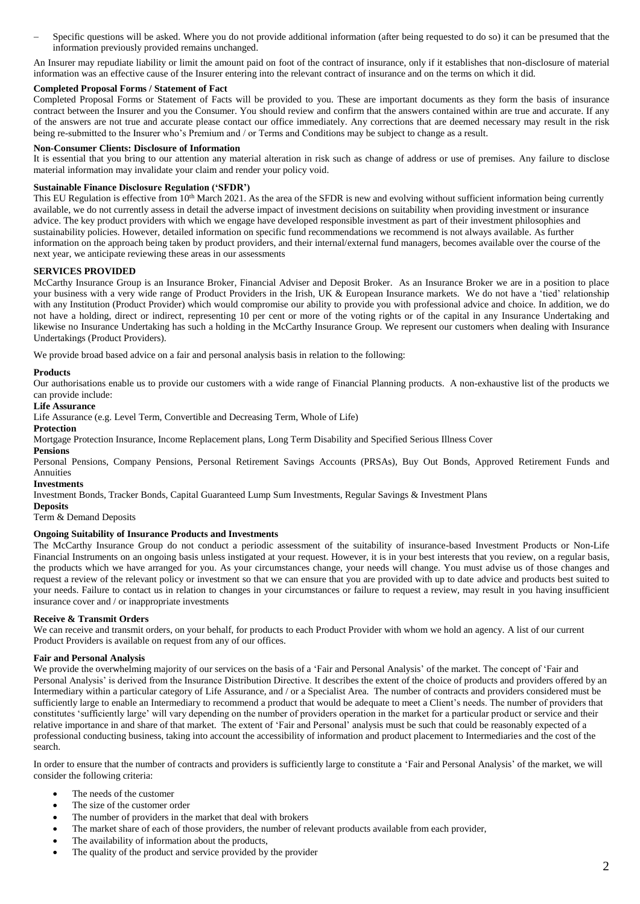- Specific questions will be asked. Where you do not provide additional information (after being requested to do so) it can be presumed that the information previously provided remains unchanged.

An Insurer may repudiate liability or limit the amount paid on foot of the contract of insurance, only if it establishes that non-disclosure of material information was an effective cause of the Insurer entering into the relevant contract of insurance and on the terms on which it did.

**Completed Proposal Forms / Statement of Fact**

Completed Proposal Forms or Statement of Facts will be provided to you. These are important documents as they form the basis of insurance contract between the Insurer and you the Consumer. You should review and confirm that the answers contained within are true and accurate. If any of the answers are not true and accurate please contact our office immediately. Any corrections that are deemed necessary may result in the risk being re-submitted to the Insurer who's Premium and / or Terms and Conditions may be subject to change as a result.

**Non-Consumer Clients: Disclosure of Information**

It is essential that you bring to our attention any material alteration in risk such as change of address or use of premises. Any failure to disclose material information may invalidate your claim and render your policy void.

**Sustainable Finance Disclosure Regulation ('SFDR')**

This EU Regulation is effective from 10th March 2021. As the area of the SFDR is new and evolving without sufficient information being currently available, we do not currently assess in detail the adverse impact of investment decisions on suitability when providing investment or insurance advice. The key product providers with which we engage have developed responsible investment as part of their investment philosophies and sustainability policies. However, detailed information on specific fund recommendations we recommend is not always available. As further information on the approach being taken by product providers, and their internal/external fund managers, becomes available over the course of the next year, we anticipate reviewing these areas in our assessments

**SERVICES PROVIDED**

McCarthy Insurance Group is an Insurance Broker, Financial Adviser and Deposit Broker. As an Insurance Broker we are in a position to place your business with a very wide range of Product Providers in the Irish, UK & European Insurance markets. We do not have a 'tied' relationship with any Institution (Product Provider) which would compromise our ability to provide you with professional advice and choice. In addition, we do not have a holding, direct or indirect, representing 10 per cent or more of the voting rights or of the capital in any Insurance Undertaking and likewise no Insurance Undertaking has such a holding in the McCarthy Insurance Group. We represent our customers when dealing with Insurance Undertakings (Product Providers).

We provide broad based advice on a fair and personal analysis basis in relation to the following:

**Products**

Our authorisations enable us to provide our customers with a wide range of Financial Planning products. A non-exhaustive list of the products we can provide include:

**Life Assurance**

Life Assurance (e.g. Level Term, Convertible and Decreasing Term, Whole of Life)

**Protection**

Mortgage Protection Insurance, Income Replacement plans, Long Term Disability and Specified Serious Illness Cover

**Pensions**

Personal Pensions, Company Pensions, Personal Retirement Savings Accounts (PRSAs), Buy Out Bonds, Approved Retirement Funds and Annuities

**Investments**

Investment Bonds, Tracker Bonds, Capital Guaranteed Lump Sum Investments, Regular Savings & Investment Plans

**Deposits**

Term & Demand Deposits

**Ongoing Suitability of Insurance Products and Investments**

The McCarthy Insurance Group do not conduct a periodic assessment of the suitability of insurance-based Investment Products or Non-Life Financial Instruments on an ongoing basis unless instigated at your request. However, it is in your best interests that you review, on a regular basis, the products which we have arranged for you. As your circumstances change, your needs will change. You must advise us of those changes and request a review of the relevant policy or investment so that we can ensure that you are provided with up to date advice and products best suited to your needs. Failure to contact us in relation to changes in your circumstances or failure to request a review, may result in you having insufficient insurance cover and / or inappropriate investments

**Receive & Transmit Orders**

We can receive and transmit orders, on your behalf, for products to each Product Provider with whom we hold an agency. A list of our current Product Providers is available on request from any of our offices.

**Fair and Personal Analysis**

We provide the overwhelming majority of our services on the basis of a 'Fair and Personal Analysis' of the market. The concept of 'Fair and Personal Analysis' is derived from the Insurance Distribution Directive. It describes the extent of the choice of products and providers offered by an Intermediary within a particular category of Life Assurance, and / or a Specialist Area. The number of contracts and providers considered must be sufficiently large to enable an Intermediary to recommend a product that would be adequate to meet a Client's needs. The number of providers that constitutes 'sufficiently large' will vary depending on the number of providers operation in the market for a particular product or service and their relative importance in and share of that market. The extent of 'Fair and Personal' analysis must be such that could be reasonably expected of a professional conducting business, taking into account the accessibility of information and product placement to Intermediaries and the cost of the search.

In order to ensure that the number of contracts and providers is sufficiently large to constitute a 'Fair and Personal Analysis' of the market, we will consider the following criteria:

- The needs of the customer
- The size of the customer order
- The number of providers in the market that deal with brokers
- The market share of each of those providers, the number of relevant products available from each provider,
- The availability of information about the products,
- The quality of the product and service provided by the provider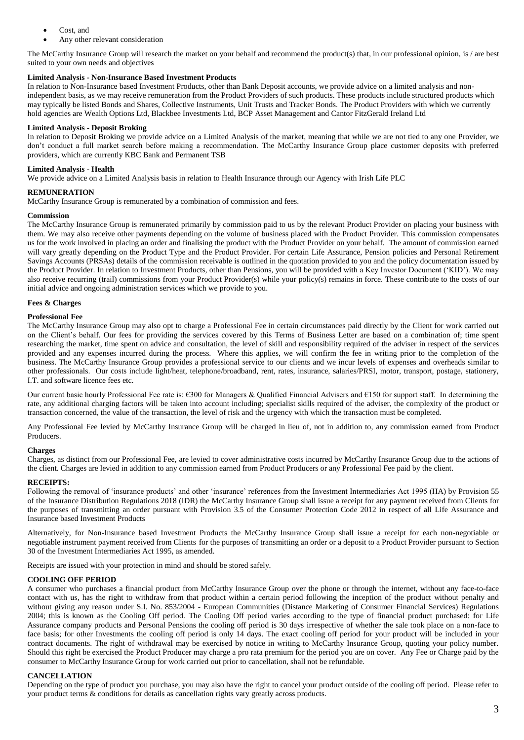- Cost, and
- Any other relevant consideration

The McCarthy Insurance Group will research the market on your behalf and recommend the product(s) that, in our professional opinion, is / are best suited to your own needs and objectives

**Limited Analysis - Non-Insurance Based Investment Products**

In relation to Non-Insurance based Investment Products, other than Bank Deposit accounts, we provide advice on a limited analysis and non-independent basis, as we may receive remuneration from the Product Providers of such products. These products include structured products which may typically be listed Bonds and Shares, Collective Instruments, Unit Trusts and Tracker Bonds. The Product Providers with which we currently hold agencies are Wealth Options Ltd, Blackbee Investments Ltd, BCP Asset Management and Cantor FitzGerald Ireland Ltd

**Limited Analysis - Deposit Broking**

In relation to Deposit Broking we provide advice on a Limited Analysis of the market, meaning that while we are not tied to any one Provider, we don't conduct a full market search before making a recommendation. The McCarthy Insurance Group place customer deposits with preferred providers, which are currently KBC Bank and Permanent TSB

**Limited Analysis - Health**

We provide advice on a Limited Analysis basis in relation to Health Insurance through our Agency with Irish Life PLC

**REMUNERATION**

McCarthy Insurance Group is remunerated by a combination of commission and fees.

**Commission**

The McCarthy Insurance Group is remunerated primarily by commission paid to us by the relevant Product Provider on placing your business with them. We may also receive other payments depending on the volume of business placed with the Product Provider. This commission compensates us for the work involved in placing an order and finalising the product with the Product Provider on your behalf. The amount of commission earned will vary greatly depending on the Product Type and the Product Provider. For certain Life Assurance, Pension policies and Personal Retirement Savings Accounts (PRSAs) details of the commission receivable is outlined in the quotation provided to you and the policy documentation issued by the Product Provider. In relation to Investment Products, other than Pensions, you will be provided with a Key Investor Document ('KID'). We may also receive recurring (trail) commissions from your Product Provider(s) while your policy(s) remains in force. These contribute to the costs of our initial advice and ongoing administration services which we provide to you.

**Fees & Charges**

**Professional Fee**

The McCarthy Insurance Group may also opt to charge a Professional Fee in certain circumstances paid directly by the Client for work carried out on the Client's behalf. Our fees for providing the services covered by this Terms of Business Letter are based on a combination of; time spent researching the market, time spent on advice and consultation, the level of skill and responsibility required of the adviser in respect of the services provided and any expenses incurred during the process. Where this applies, we will confirm the fee in writing prior to the completion of the business. The McCarthy Insurance Group provides a professional service to our clients and we incur levels of expenses and overheads similar to other professionals. Our costs include light/heat, telephone/broadband, rent, rates, insurance, salaries/PRSI, motor, transport, postage, stationery, I.T. and software licence fees etc.

Our current basic hourly Professional Fee rate is: €300 for Managers & Qualified Financial Advisers and €150 for support staff. In determining the rate, any additional charging factors will be taken into account including; specialist skills required of the adviser, the complexity of the product or transaction concerned, the value of the transaction, the level of risk and the urgency with which the transaction must be completed.

Any Professional Fee levied by McCarthy Insurance Group will be charged in lieu of, not in addition to, any commission earned from Product Producers.

**Charges**

Charges, as distinct from our Professional Fee, are levied to cover administrative costs incurred by McCarthy Insurance Group due to the actions of the client. Charges are levied in addition to any commission earned from Product Producers or any Professional Fee paid by the client.

**RECEIPTS:**

Following the removal of 'insurance products' and other 'insurance' references from the Investment Intermediaries Act 1995 (IIA) by Provision 55 of the Insurance Distribution Regulations 2018 (IDR) the McCarthy Insurance Group shall issue a receipt for any payment received from Clients for the purposes of transmitting an order pursuant with Provision 3.5 of the Consumer Protection Code 2012 in respect of all Life Assurance and Insurance based Investment Products

Alternatively, for Non-Insurance based Investment Products the McCarthy Insurance Group shall issue a receipt for each non-negotiable or negotiable instrument payment received from Clients for the purposes of transmitting an order or a deposit to a Product Provider pursuant to Section 30 of the Investment Intermediaries Act 1995, as amended.

Receipts are issued with your protection in mind and should be stored safely.

**COOLING OFF PERIOD**

A consumer who purchases a financial product from McCarthy Insurance Group over the phone or through the internet, without any face-to-face contact with us, has the right to withdraw from that product within a certain period following the inception of the product without penalty and without giving any reason under S.I. No. 853/2004 - European Communities (Distance Marketing of Consumer Financial Services) Regulations 2004; this is known as the Cooling Off period. The Cooling Off period varies according to the type of financial product purchased: for Life Assurance company products and Personal Pensions the cooling off period is 30 days irrespective of whether the sale took place on a non-face to face basis; for other Investments the cooling off period is only 14 days. The exact cooling off period for your product will be included in your contract documents. The right of withdrawal may be exercised by notice in writing to McCarthy Insurance Group, quoting your policy number. Should this right be exercised the Product Producer may charge a pro rata premium for the period you are on cover. Any Fee or Charge paid by the consumer to McCarthy Insurance Group for work carried out prior to cancellation, shall not be refundable.

**CANCELLATION**

Depending on the type of product you purchase, you may also have the right to cancel your product outside of the cooling off period. Please refer to your product terms & conditions for details as cancellation rights vary greatly across products.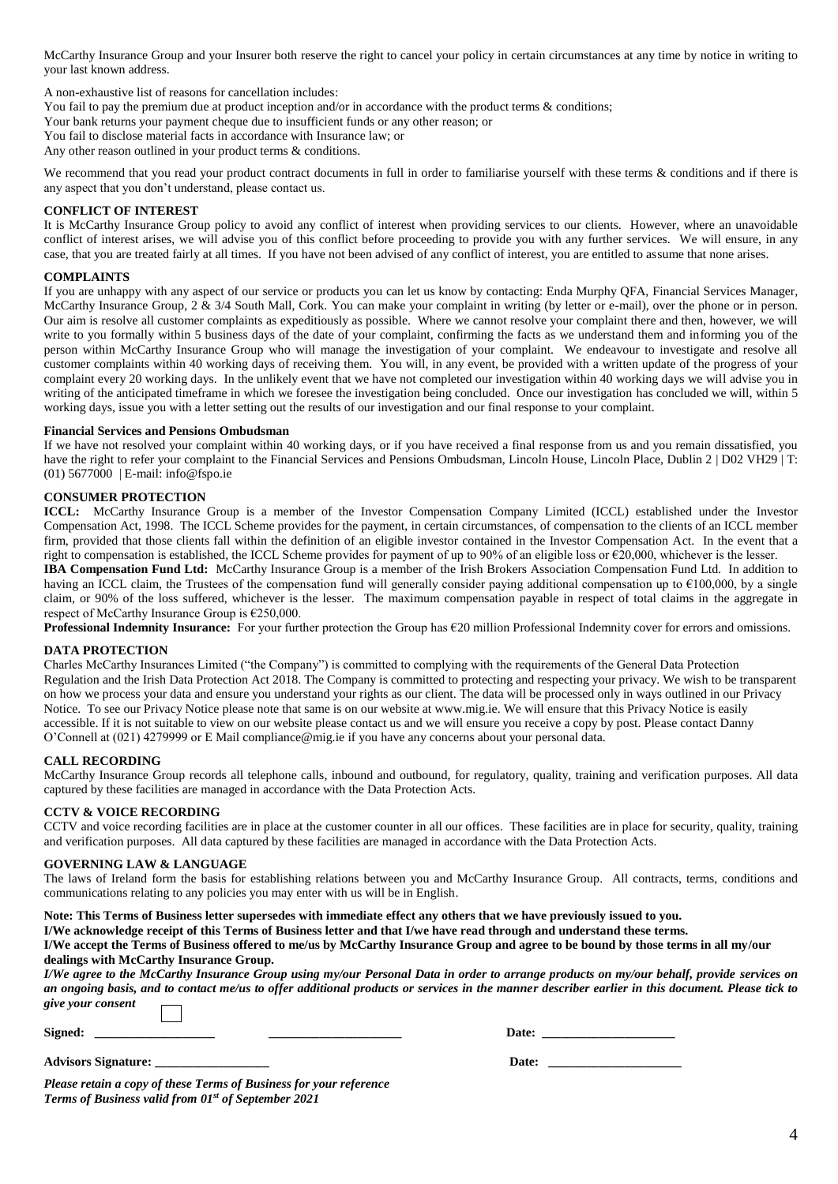McCarthy Insurance Group and your Insurer both reserve the right to cancel your policy in certain circumstances at any time by notice in writing to your last known address.

A non-exhaustive list of reasons for cancellation includes:
You fail to pay the premium due at product inception and/or in accordance with the product terms & conditions;
Your bank returns your payment cheque due to insufficient funds or any other reason; or
You fail to disclose material facts in accordance with Insurance law; or
Any other reason outlined in your product terms & conditions.

We recommend that you read your product contract documents in full in order to familiarise yourself with these terms & conditions and if there is any aspect that you don't understand, please contact us.

### CONFLICT OF INTEREST

It is McCarthy Insurance Group policy to avoid any conflict of interest when providing services to our clients. However, where an unavoidable conflict of interest arises, we will advise you of this conflict before proceeding to provide you with any further services. We will ensure, in any case, that you are treated fairly at all times. If you have not been advised of any conflict of interest, you are entitled to assume that none arises.

### COMPLAINTS

If you are unhappy with any aspect of our service or products you can let us know by contacting: Enda Murphy QFA, Financial Services Manager, McCarthy Insurance Group, 2 & 3/4 South Mall, Cork. You can make your complaint in writing (by letter or e-mail), over the phone or in person. Our aim is resolve all customer complaints as expeditiously as possible. Where we cannot resolve your complaint there and then, however, we will write to you formally within 5 business days of the date of your complaint, confirming the facts as we understand them and informing you of the person within McCarthy Insurance Group who will manage the investigation of your complaint. We endeavour to investigate and resolve all customer complaints within 40 working days of receiving them. You will, in any event, be provided with a written update of the progress of your complaint every 20 working days. In the unlikely event that we have not completed our investigation within 40 working days we will advise you in writing of the anticipated timeframe in which we foresee the investigation being concluded. Once our investigation has concluded we will, within 5 working days, issue you with a letter setting out the results of our investigation and our final response to your complaint.

#### Financial Services and Pensions Ombudsman

If we have not resolved your complaint within 40 working days, or if you have received a final response from us and you remain dissatisfied, you have the right to refer your complaint to the Financial Services and Pensions Ombudsman, Lincoln House, Lincoln Place, Dublin 2 | D02 VH29 | T: (01) 5677000 | E-mail: info@fspo.ie

### CONSUMER PROTECTION

**ICCL:** McCarthy Insurance Group is a member of the Investor Compensation Company Limited (ICCL) established under the Investor Compensation Act, 1998. The ICCL Scheme provides for the payment, in certain circumstances, of compensation to the clients of an ICCL member firm, provided that those clients fall within the definition of an eligible investor contained in the Investor Compensation Act. In the event that a right to compensation is established, the ICCL Scheme provides for payment of up to 90% of an eligible loss or €20,000, whichever is the lesser.

**IBA Compensation Fund Ltd:** McCarthy Insurance Group is a member of the Irish Brokers Association Compensation Fund Ltd. In addition to having an ICCL claim, the Trustees of the compensation fund will generally consider paying additional compensation up to €100,000, by a single claim, or 90% of the loss suffered, whichever is the lesser. The maximum compensation payable in respect of total claims in the aggregate in respect of McCarthy Insurance Group is €250,000.

**Professional Indemnity Insurance:** For your further protection the Group has €20 million Professional Indemnity cover for errors and omissions.

### DATA PROTECTION

Charles McCarthy Insurances Limited ("the Company") is committed to complying with the requirements of the General Data Protection Regulation and the Irish Data Protection Act 2018. The Company is committed to protecting and respecting your privacy. We wish to be transparent on how we process your data and ensure you understand your rights as our client. The data will be processed only in ways outlined in our Privacy Notice. To see our Privacy Notice please note that same is on our website at www.mig.ie. We will ensure that this Privacy Notice is easily accessible. If it is not suitable to view on our website please contact us and we will ensure you receive a copy by post. Please contact Danny O'Connell at (021) 4279999 or E Mail compliance@mig.ie if you have any concerns about your personal data.

### CALL RECORDING

McCarthy Insurance Group records all telephone calls, inbound and outbound, for regulatory, quality, training and verification purposes. All data captured by these facilities are managed in accordance with the Data Protection Acts.

### CCTV & VOICE RECORDING

CCTV and voice recording facilities are in place at the customer counter in all our offices. These facilities are in place for security, quality, training and verification purposes. All data captured by these facilities are managed in accordance with the Data Protection Acts.

### GOVERNING LAW & LANGUAGE

The laws of Ireland form the basis for establishing relations between you and McCarthy Insurance Group. All contracts, terms, conditions and communications relating to any policies you may enter with us will be in English.

**Note: This Terms of Business letter supersedes with immediate effect any others that we have previously issued to you.**
**I/We acknowledge receipt of this Terms of Business letter and that I/we have read through and understand these terms.**
**I/We accept the Terms of Business offered to me/us by McCarthy Insurance Group and agree to be bound by those terms in all my/our dealings with McCarthy Insurance Group.**

***I/We agree to the McCarthy Insurance Group using my/our Personal Data in order to arrange products on my/our behalf, provide services on an ongoing basis, and to contact me/us to offer additional products or services in the manner describer earlier in this document. Please tick to give your consent*** ☐

**Signed:** ___________________ ______________________ **Date:** ______________________

**Advisors Signature:** __________________ **Date:** ______________________

***Please retain a copy of these Terms of Business for your reference***
***Terms of Business valid from 01st of September 2021***